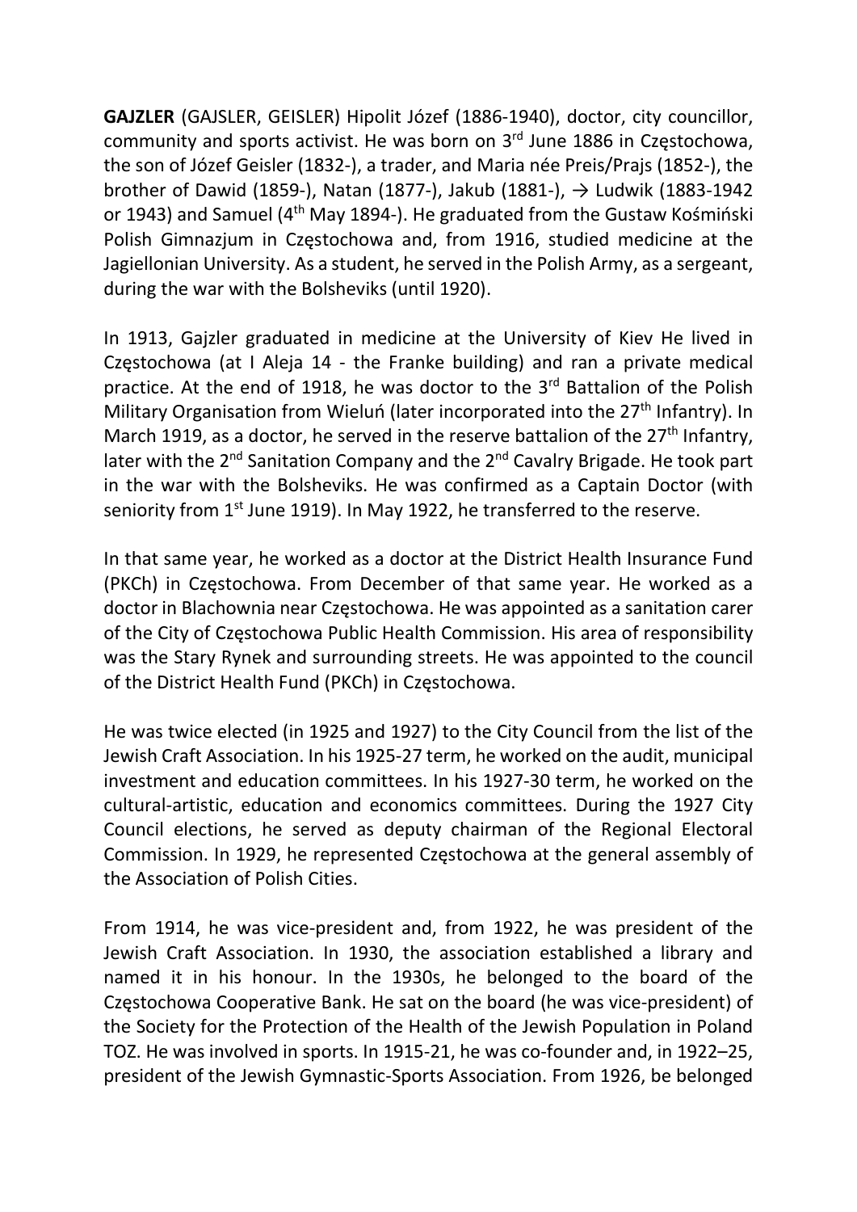**GAJZLER** (GAJSLER, GEISLER) Hipolit Józef (1886-1940), doctor, city councillor, community and sports activist. He was born on 3rd June 1886 in Częstochowa, the son of Józef Geisler (1832-), a trader, and Maria née Preis/Prajs (1852-), the brother of Dawid (1859-), Natan (1877-), Jakub (1881-), → Ludwik (1883-1942 or 1943) and Samuel (4th May 1894-). He graduated from the Gustaw Kośmiński Polish Gimnazjum in Częstochowa and, from 1916, studied medicine at the Jagiellonian University. As a student, he served in the Polish Army, as a sergeant, during the war with the Bolsheviks (until 1920).

In 1913, Gajzler graduated in medicine at the University of Kiev He lived in Częstochowa (at I Aleja 14 - the Franke building) and ran a private medical practice. At the end of 1918, he was doctor to the 3rd Battalion of the Polish Military Organisation from Wieluń (later incorporated into the 27th Infantry). In March 1919, as a doctor, he served in the reserve battalion of the 27th Infantry, later with the 2nd Sanitation Company and the 2nd Cavalry Brigade. He took part in the war with the Bolsheviks. He was confirmed as a Captain Doctor (with seniority from 1st June 1919). In May 1922, he transferred to the reserve.

In that same year, he worked as a doctor at the District Health Insurance Fund (PKCh) in Częstochowa. From December of that same year. He worked as a doctor in Blachownia near Częstochowa. He was appointed as a sanitation carer of the City of Częstochowa Public Health Commission. His area of responsibility was the Stary Rynek and surrounding streets. He was appointed to the council of the District Health Fund (PKCh) in Częstochowa.

He was twice elected (in 1925 and 1927) to the City Council from the list of the Jewish Craft Association. In his 1925-27 term, he worked on the audit, municipal investment and education committees. In his 1927-30 term, he worked on the cultural-artistic, education and economics committees. During the 1927 City Council elections, he served as deputy chairman of the Regional Electoral Commission. In 1929, he represented Częstochowa at the general assembly of the Association of Polish Cities.

From 1914, he was vice-president and, from 1922, he was president of the Jewish Craft Association. In 1930, the association established a library and named it in his honour. In the 1930s, he belonged to the board of the Częstochowa Cooperative Bank. He sat on the board (he was vice-president) of the Society for the Protection of the Health of the Jewish Population in Poland TOZ. He was involved in sports. In 1915-21, he was co-founder and, in 1922–25, president of the Jewish Gymnastic-Sports Association. From 1926, be belonged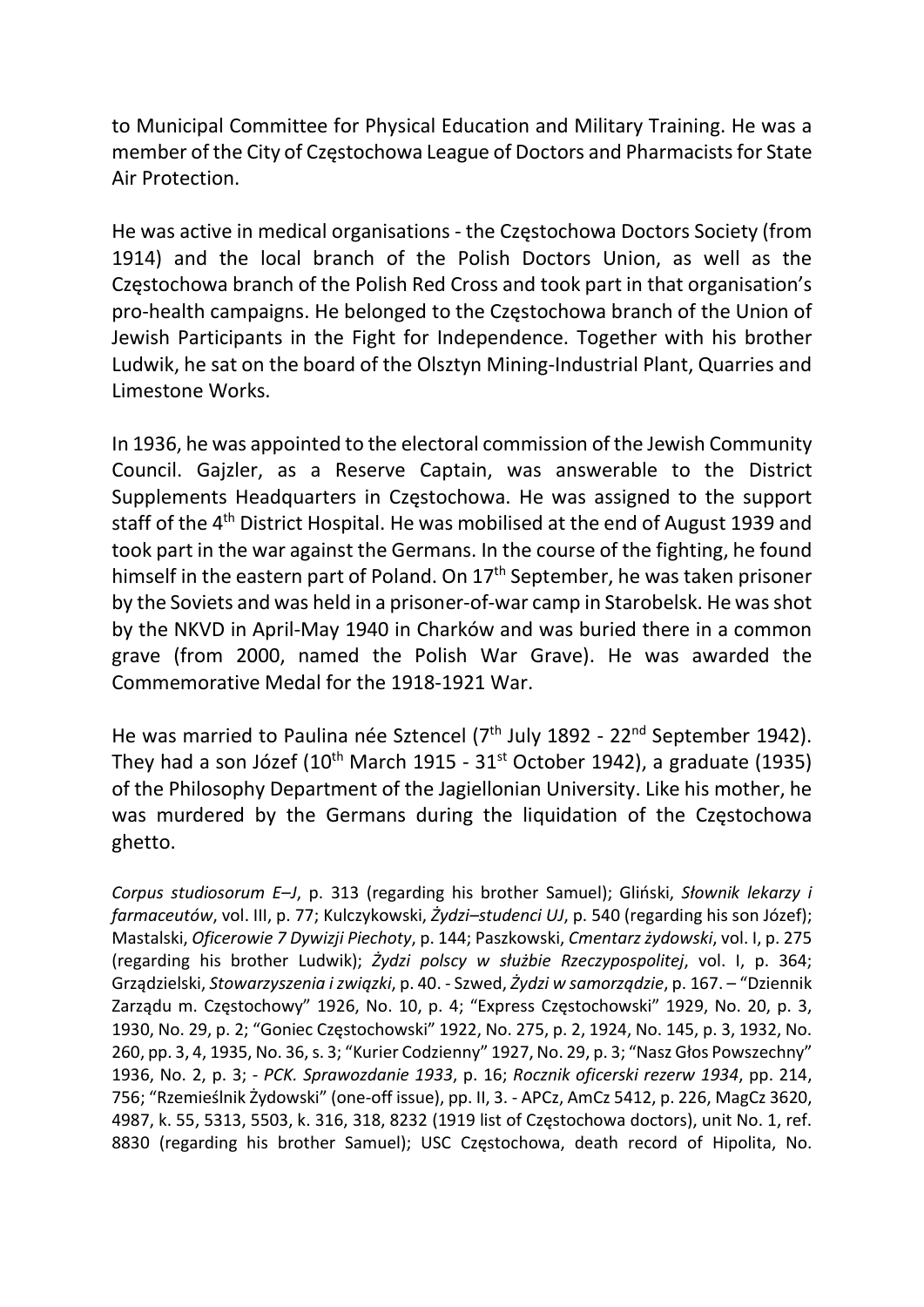to Municipal Committee for Physical Education and Military Training. He was a member of the City of Częstochowa League of Doctors and Pharmacists for State Air Protection.

He was active in medical organisations - the Częstochowa Doctors Society (from 1914) and the local branch of the Polish Doctors Union, as well as the Częstochowa branch of the Polish Red Cross and took part in that organisation's pro-health campaigns. He belonged to the Częstochowa branch of the Union of Jewish Participants in the Fight for Independence. Together with his brother Ludwik, he sat on the board of the Olsztyn Mining-Industrial Plant, Quarries and Limestone Works.

In 1936, he was appointed to the electoral commission of the Jewish Community Council. Gajzler, as a Reserve Captain, was answerable to the District Supplements Headquarters in Częstochowa. He was assigned to the support staff of the 4th District Hospital. He was mobilised at the end of August 1939 and took part in the war against the Germans. In the course of the fighting, he found himself in the eastern part of Poland. On 17th September, he was taken prisoner by the Soviets and was held in a prisoner-of-war camp in Starobelsk. He was shot by the NKVD in April-May 1940 in Charków and was buried there in a common grave (from 2000, named the Polish War Grave). He was awarded the Commemorative Medal for the 1918-1921 War.

He was married to Paulina née Sztencel (7th July 1892 - 22nd September 1942). They had a son Józef (10th March 1915 - 31st October 1942), a graduate (1935) of the Philosophy Department of the Jagiellonian University. Like his mother, he was murdered by the Germans during the liquidation of the Częstochowa ghetto.

*Corpus studiosorum E–J*, p. 313 (regarding his brother Samuel); Gliński, *Słownik lekarzy i farmaceutów*, vol. III, p. 77; Kulczykowski, *Żydzi–studenci UJ*, p. 540 (regarding his son Józef); Mastalski, *Oficerowie 7 Dywizji Piechoty*, p. 144; Paszkowski, *Cmentarz żydowski*, vol. I, p. 275 (regarding his brother Ludwik); *Żydzi polscy w służbie Rzeczypospolitej*, vol. I, p. 364; Grządzielski, *Stowarzyszenia i związki*, p. 40. - Szwed, *Żydzi w samorządzie*, p. 167. – "Dziennik Zarządu m. Częstochowy" 1926, No. 10, p. 4; "Express Częstochowski" 1929, No. 20, p. 3, 1930, No. 29, p. 2; "Goniec Częstochowski" 1922, No. 275, p. 2, 1924, No. 145, p. 3, 1932, No. 260, pp. 3, 4, 1935, No. 36, s. 3; "Kurier Codzienny" 1927, No. 29, p. 3; "Nasz Głos Powszechny" 1936, No. 2, p. 3; - *PCK. Sprawozdanie 1933*, p. 16; *Rocznik oficerski rezerw 1934*, pp. 214, 756; "Rzemieślnik Żydowski" (one-off issue), pp. II, 3. - APCz, AmCz 5412, p. 226, MagCz 3620, 4987, k. 55, 5313, 5503, k. 316, 318, 8232 (1919 list of Częstochowa doctors), unit No. 1, ref. 8830 (regarding his brother Samuel); USC Częstochowa, death record of Hipolita, No.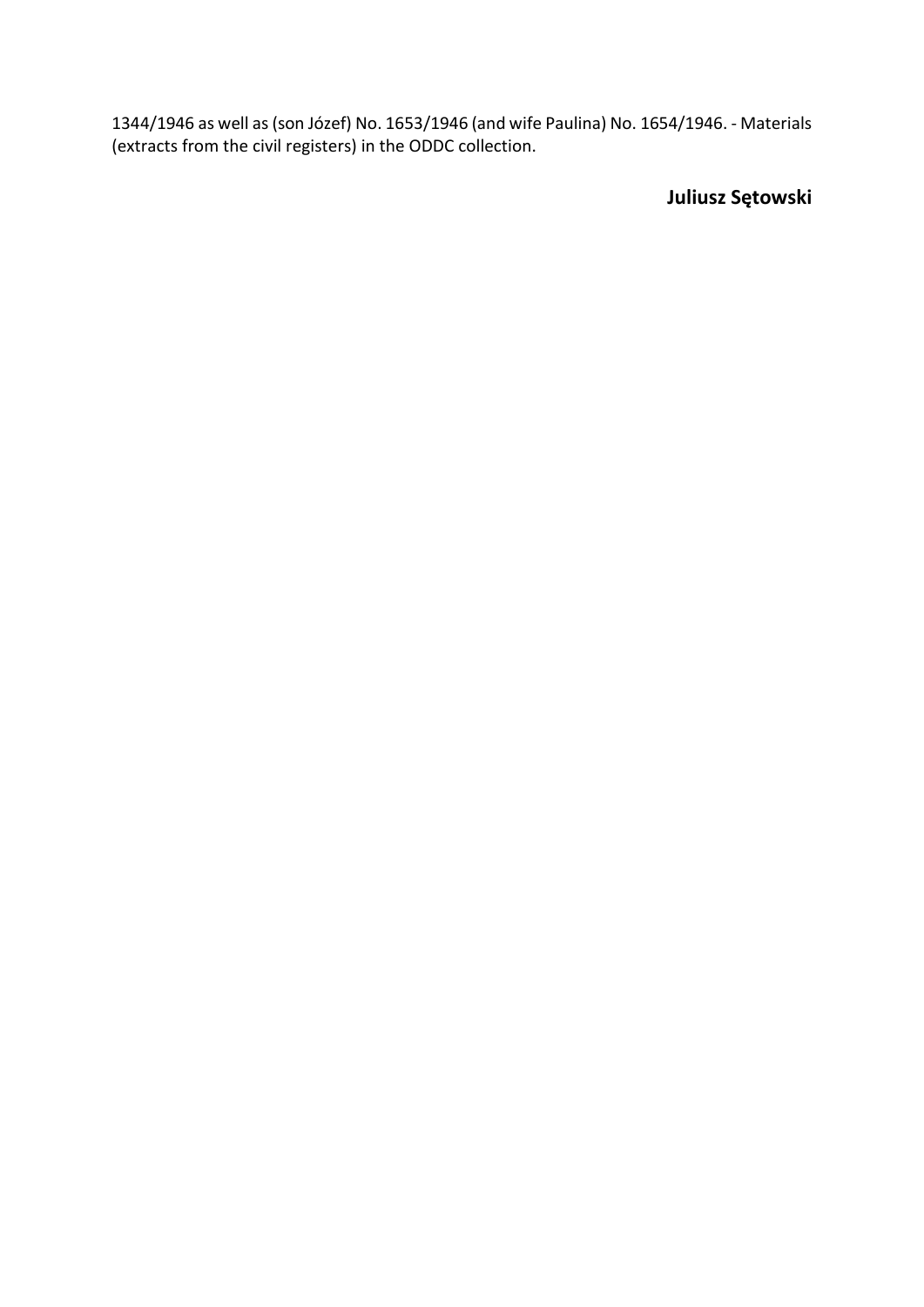1344/1946 as well as (son Józef) No. 1653/1946 (and wife Paulina) No. 1654/1946. - Materials (extracts from the civil registers) in the ODDC collection.

**Juliusz Sętowski**